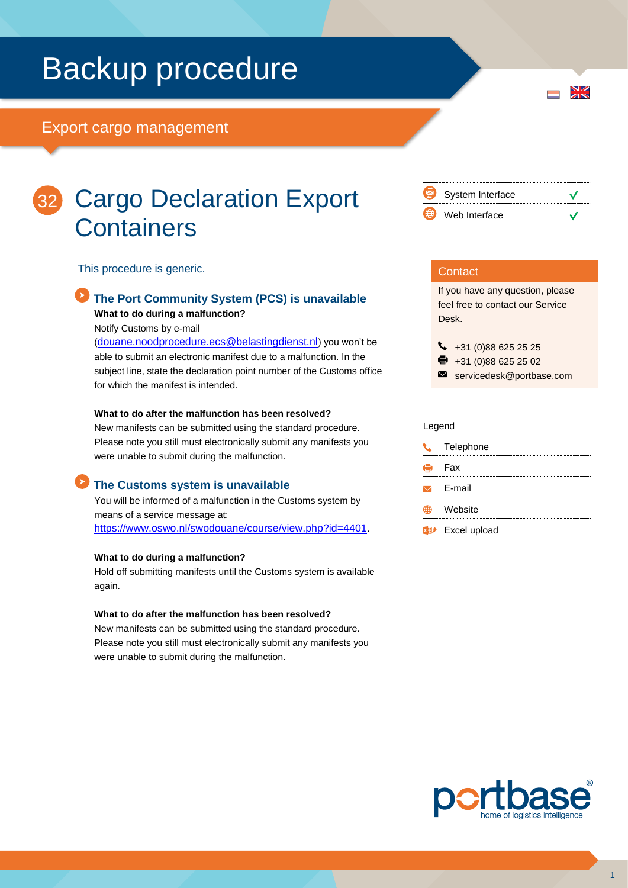# Backup procedure

## Export cargo management

## 32 Cargo Declaration Export Containers

| | |
|---|---|
| System Interface | ✓ |
| Web Interface | ✓ |

This procedure is generic.

### The Port Community System (PCS) is unavailable

**What to do during a malfunction?**

Notify Customs by e-mail (douane.noodprocedure.ecs@belastingdienst.nl) you won't be able to submit an electronic manifest due to a malfunction. In the subject line, state the declaration point number of the Customs office for which the manifest is intended.

**What to do after the malfunction has been resolved?**

New manifests can be submitted using the standard procedure. Please note you still must electronically submit any manifests you were unable to submit during the malfunction.

### The Customs system is unavailable

You will be informed of a malfunction in the Customs system by means of a service message at: https://www.oswo.nl/swodouane/course/view.php?id=4401.

**What to do during a malfunction?**

Hold off submitting manifests until the Customs system is available again.

**What to do after the malfunction has been resolved?**

New manifests can be submitted using the standard procedure. Please note you still must electronically submit any manifests you were unable to submit during the malfunction.

**Contact**

If you have any question, please feel free to contact our Service Desk.

- Telephone: +31 (0)88 625 25 25
- Fax: +31 (0)88 625 25 02
- E-mail: servicedesk@portbase.com

**Legend**

- Telephone
- Fax
- E-mail
- Website
- Excel upload

portbase® home of logistics intelligence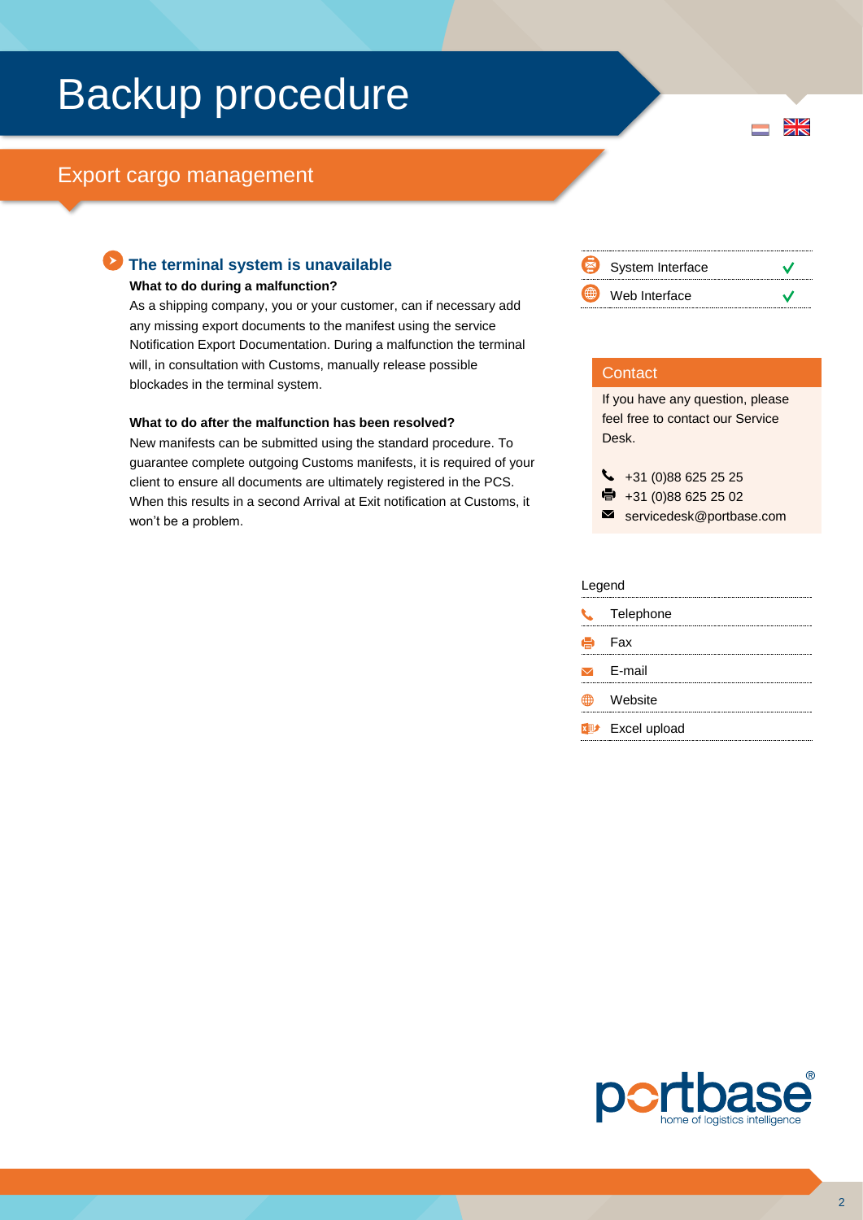# Backup procedure

## Export cargo management

### The terminal system is unavailable

**What to do during a malfunction?**

As a shipping company, you or your customer, can if necessary add any missing export documents to the manifest using the service Notification Export Documentation. During a malfunction the terminal will, in consultation with Customs, manually release possible blockades in the terminal system.

**What to do after the malfunction has been resolved?**

New manifests can be submitted using the standard procedure. To guarantee complete outgoing Customs manifests, it is required of your client to ensure all documents are ultimately registered in the PCS. When this results in a second Arrival at Exit notification at Customs, it won't be a problem.

| | |
|---|---|
| System Interface | ✓ |
| Web Interface | ✓ |

**Contact**

If you have any question, please feel free to contact our Service Desk.

- Telephone: +31 (0)88 625 25 25
- Fax: +31 (0)88 625 25 02
- E-mail: servicedesk@portbase.com

**Legend**

- Telephone
- Fax
- E-mail
- Website
- Excel upload

portbase® home of logistics intelligence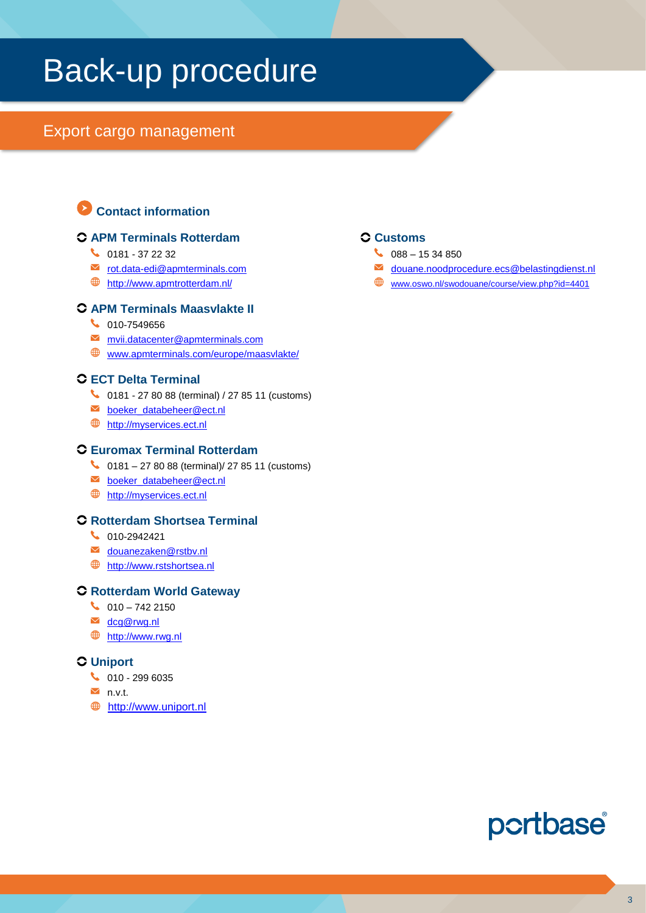# Back-up procedure

## Export cargo management

### Contact information

#### APM Terminals Rotterdam

- 0181 - 37 22 32
- rot.data-edi@apmterminals.com
- http://www.apmtrotterdam.nl/

#### APM Terminals Maasvlakte II

- 010-7549656
- mvii.datacenter@apmterminals.com
- www.apmterminals.com/europe/maasvlakte/

#### ECT Delta Terminal

- 0181 - 27 80 88 (terminal) / 27 85 11 (customs)
- boeker_databeheer@ect.nl
- http://myservices.ect.nl

#### Euromax Terminal Rotterdam

- 0181 – 27 80 88 (terminal)/ 27 85 11 (customs)
- boeker_databeheer@ect.nl
- http://myservices.ect.nl

#### Rotterdam Shortsea Terminal

- 010-2942421
- douanezaken@rstbv.nl
- http://www.rstshortsea.nl

#### Rotterdam World Gateway

- 010 – 742 2150
- dcg@rwg.nl
- http://www.rwg.nl

#### Uniport

- 010 - 299 6035
- n.v.t.
- http://www.uniport.nl

#### Customs

- 088 – 15 34 850
- douane.noodprocedure.ecs@belastingdienst.nl
- www.oswo.nl/swodouane/course/view.php?id=4401